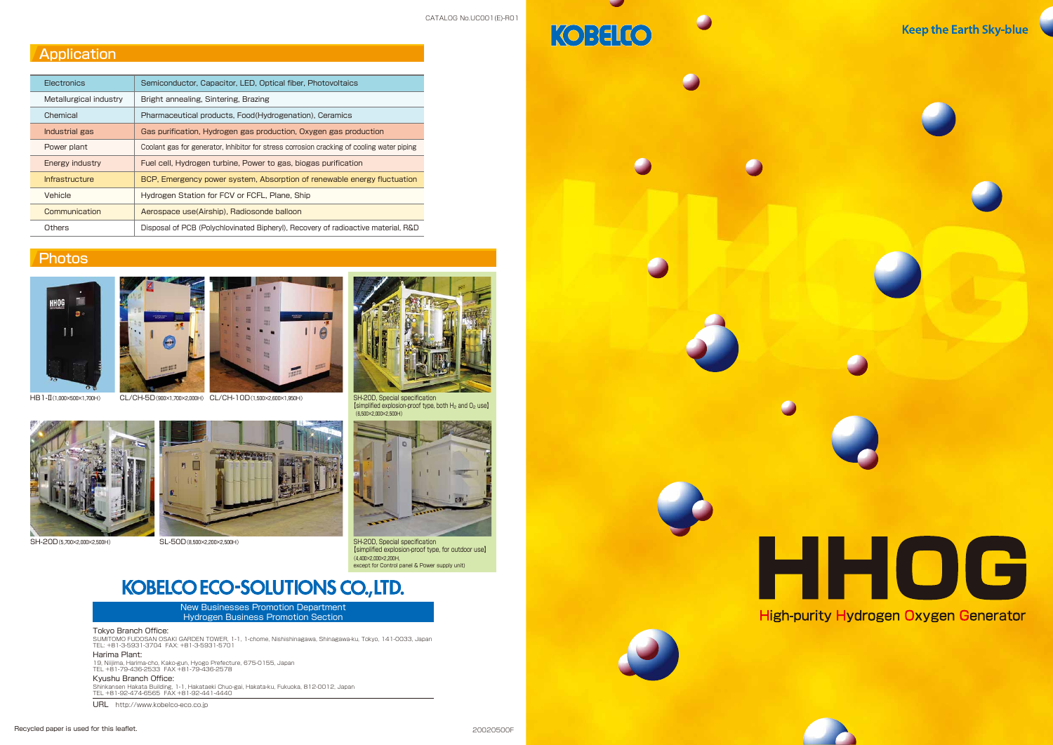CATALOG No.UC001(E)-R01

## Application

| | |
|---|---|
| Electronics | Semiconductor, Capacitor, LED, Optical fiber, Photovoltaics |
| Metallurgical industry | Bright annealing, Sintering, Brazing |
| Chemical | Pharmaceutical products, Food(Hydrogenation), Ceramics |
| Industrial gas | Gas purification, Hydrogen gas production, Oxygen gas production |
| Power plant | Coolant gas for generator, Inhibitor for stress corrosion cracking of cooling water piping |
| Energy industry | Fuel cell, Hydrogen turbine, Power to gas, biogas purification |
| Infrastructure | BCP, Emergency power system, Absorption of renewable energy fluctuation |
| Vehicle | Hydrogen Station for FCV or FCFL, Plane, Ship |
| Communication | Aerospace use(Airship), Radiosonde balloon |
| Others | Disposal of PCB (Polychlovinated Bipheryl), Recovery of radioactive material, R&D |

## Photos

HB1-II (1,000×500×1,700H)

CL/CH-5D (900×1,700×2,000H)

CL/CH-10D (1,500×2,600×1,950H)

SH-20D, Special specification
[simplified explosion-proof type, both $H_2$ and $O_2$ use]
(6,500×2,000×2,500H)

SH-20D (5,700×2,000×2,500H)

SL-50D (8,500×2,200×2,500H)

SH-20D, Special specification
[simplified explosion-proof type, for outdoor use]
(4,400×2,000×2,200H,
except for Control panel & Power supply unit)

## KOBELCO ECO-SOLUTIONS CO., LTD.

New Businesses Promotion Department
Hydrogen Business Promotion Section

**Tokyo Branch Office:**
SUMITOMO FUDOSAN OSAKI GARDEN TOWER, 1-1, 1-chome, Nishishinagawa, Shinagawa-ku, Tokyo, 141-0033, Japan
TEL: +81-3-5931-3704 FAX: +81-3-5931-5701

**Harima Plant:**
19, Niijima, Harima-cho, Kako-gun, Hyogo Prefecture, 675-0155, Japan
TEL +81-79-436-2533 FAX +81-79-436-2578

**Kyushu Branch Office:**
Shinkansen Hakata Building, 1-1, Hakataeki Chuo-gai, Hakata-ku, Fukuoka, 812-0012, Japan
TEL +81-92-474-6565 FAX +81-92-441-4440

URL http://www.kobelco-eco.co.jp

Recycled paper is used for this leaflet.

20020500F

KOBELCO

Keep the Earth Sky-blue

# HHOG

High-purity Hydrogen Oxygen Generator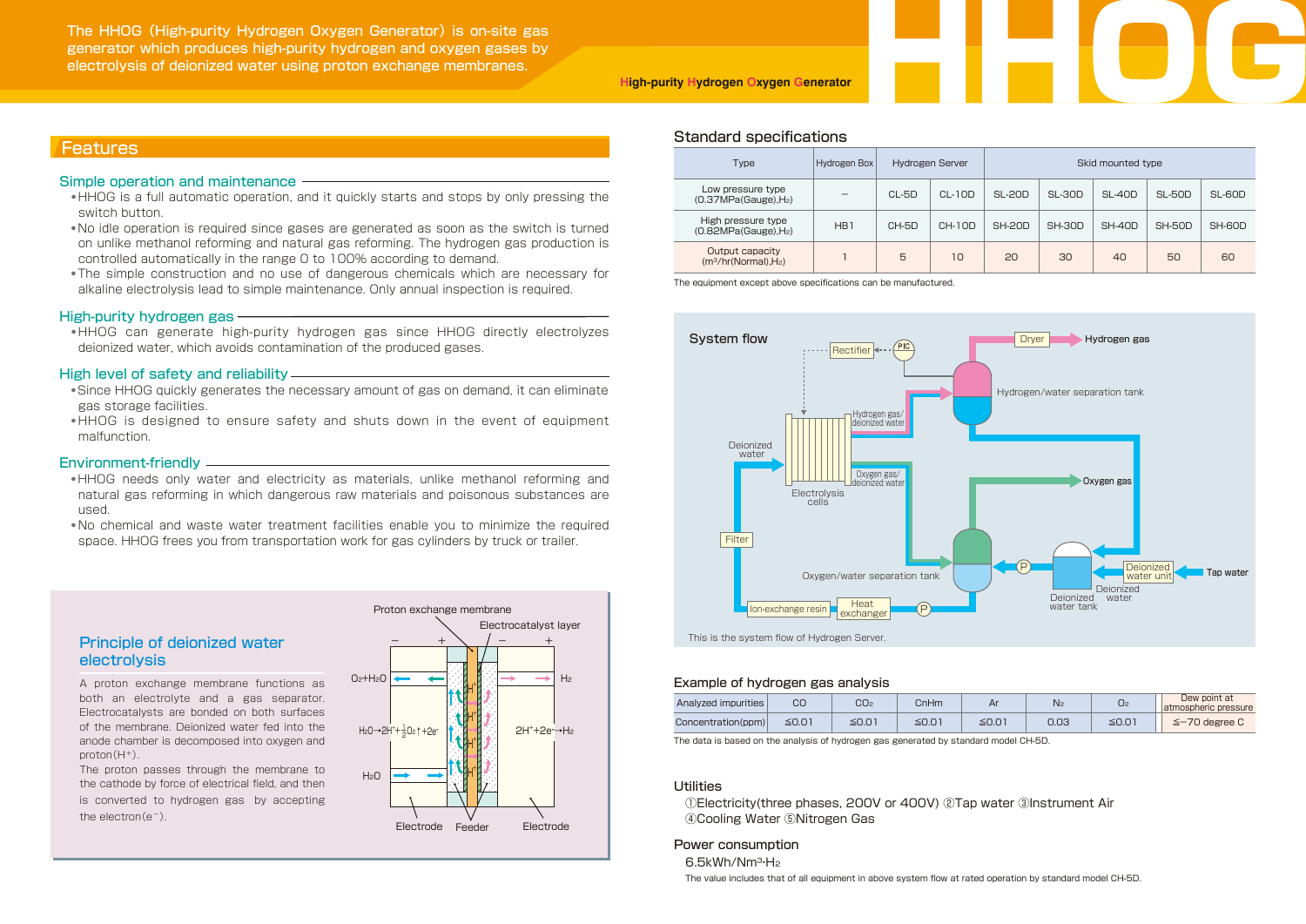The HHOG (High-purity Hydrogen Oxygen Generator) is on-site gas generator which produces high-purity hydrogen and oxygen gases by electrolysis of deionized water using proton exchange membranes.

**H**igh-purity **H**ydrogen **O**xygen **G**enerator

# HHOG

## Features

### Simple operation and maintenance

- HHOG is a full automatic operation, and it quickly starts and stops by only pressing the switch button.
- No idle operation is required since gases are generated as soon as the switch is turned on unlike methanol reforming and natural gas reforming. The hydrogen gas production is controlled automatically in the range 0 to 100% according to demand.
- The simple construction and no use of dangerous chemicals which are necessary for alkaline electrolysis lead to simple maintenance. Only annual inspection is required.

### High-purity hydrogen gas

- HHOG can generate high-purity hydrogen gas since HHOG directly electrolyzes deionized water, which avoids contamination of the produced gases.

### High level of safety and reliability

- Since HHOG quickly generates the necessary amount of gas on demand, it can eliminate gas storage facilities.
- HHOG is designed to ensure safety and shuts down in the event of equipment malfunction.

### Environment-friendly

- HHOG needs only water and electricity as materials, unlike methanol reforming and natural gas reforming in which dangerous raw materials and poisonous substances are used.
- No chemical and waste water treatment facilities enable you to minimize the required space. HHOG frees you from transportation work for gas cylinders by truck or trailer.

## Principle of deionized water electrolysis

A proton exchange membrane functions as both an electrolyte and a gas separator. Electrocatalysts are bonded on both surfaces of the membrane. Deionized water fed into the anode chamber is decomposed into oxygen and proton($H^+$).

The proton passes through the membrane to the cathode by force of electrical field, and then is converted to hydrogen gas by accepting the electron($e^-$).

Proton exchange membrane
Electrocatalyst layer
– + – +
$O_2+H_2O$
$H_2$
$H_2O \rightarrow 2H^+ + \frac{1}{2}O_2\uparrow + 2e^-$
$2H^+ + 2e^- \rightarrow H_2$
$H_2O$
$H^+$
Electrode
Feeder
Electrode

## Standard specifications

| Type | Hydrogen Box | Hydrogen Server | | Skid mounted type | | | | |
|---|---|---|---|---|---|---|---|---|
| Low pressure type (0.37MPa(Gauge),$H_2$) | – | CL-5D | CL-10D | SL-20D | SL-30D | SL-40D | SL-50D | SL-60D |
| High pressure type (0.82MPa(Gauge),$H_2$) | HB1 | CH-5D | CH-10D | SH-20D | SH-30D | SH-40D | SH-50D | SH-60D |
| Output capacity ($m^3$/hr(Normal),$H_2$) | 1 | 5 | 10 | 20 | 30 | 40 | 50 | 60 |

The equipment except above specifications can be manufactured.

### System flow

Rectifier
PIC
Dryer
Hydrogen gas
Hydrogen/water separation tank
Hydrogen gas/ deionized water
Deionized water
Oxygen gas/ deionized water
Electrolysis cells
Oxygen gas
Filter
P
Deionized water unit
Tap water
Oxygen/water separation tank
Deionized water tank
Deionized water
Ion-exchange resin
Heat exchanger
P

This is the system flow of Hydrogen Server.

## Example of hydrogen gas analysis

| Analyzed impurities | CO | $CO_2$ | CnHm | Ar | $N_2$ | $O_2$ | Dew point at atmospheric pressure |
|---|---|---|---|---|---|---|---|
| Concentration(ppm) | ≦0.01 | ≦0.01 | ≦0.01 | ≦0.01 | 0.03 | ≦0.01 | ≦-70 degree C |

The data is based on the analysis of hydrogen gas generated by standard model CH-5D.

## Utilities

①Electricity(three phases, 200V or 400V) ②Tap water ③Instrument Air
④Cooling Water ⑤Nitrogen Gas

## Power consumption

6.5kWh/$Nm^3$-$H_2$

The value includes that of all equipment in above system flow at rated operation by standard model CH-5D.